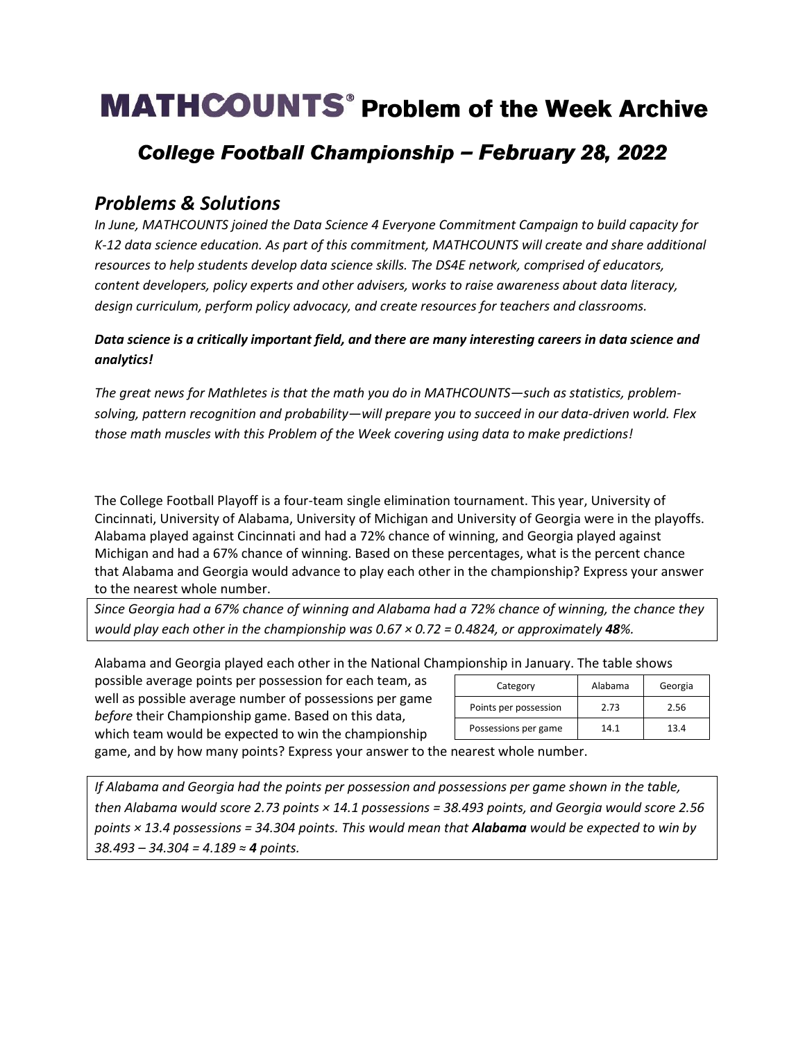# MATHCOUNTS® Problem of the Week Archive

## *College Football Championship – February 28, 2022*

### *Problems & Solutions*

*In June, MATHCOUNTS joined the Data Science 4 Everyone Commitment Campaign to build capacity for K-12 data science education. As part of this commitment, MATHCOUNTS will create and share additional resources to help students develop data science skills. The DS4E network, comprised of educators, content developers, policy experts and other advisers, works to raise awareness about data literacy, design curriculum, perform policy advocacy, and create resources for teachers and classrooms.*

***Data science is a critically important field, and there are many interesting careers in data science and analytics!***

*The great news for Mathletes is that the math you do in MATHCOUNTS—such as statistics, problem-solving, pattern recognition and probability—will prepare you to succeed in our data-driven world. Flex those math muscles with this Problem of the Week covering using data to make predictions!*

The College Football Playoff is a four-team single elimination tournament. This year, University of Cincinnati, University of Alabama, University of Michigan and University of Georgia were in the playoffs. Alabama played against Cincinnati and had a 72% chance of winning, and Georgia played against Michigan and had a 67% chance of winning. Based on these percentages, what is the percent chance that Alabama and Georgia would advance to play each other in the championship? Express your answer to the nearest whole number.

*Since Georgia had a 67% chance of winning and Alabama had a 72% chance of winning, the chance they would play each other in the championship was 0.67 × 0.72 = 0.4824, or approximately **48**%.*

Alabama and Georgia played each other in the National Championship in January. The table shows possible average points per possession for each team, as well as possible average number of possessions per game *before* their Championship game. Based on this data, which team would be expected to win the championship game, and by how many points? Express your answer to the nearest whole number.

| Category | Alabama | Georgia |
|---|---|---|
| Points per possession | 2.73 | 2.56 |
| Possessions per game | 14.1 | 13.4 |

*If Alabama and Georgia had the points per possession and possessions per game shown in the table, then Alabama would score 2.73 points × 14.1 possessions = 38.493 points, and Georgia would score 2.56 points × 13.4 possessions = 34.304 points. This would mean that **Alabama** would be expected to win by 38.493 – 34.304 = 4.189 ≈ **4** points.*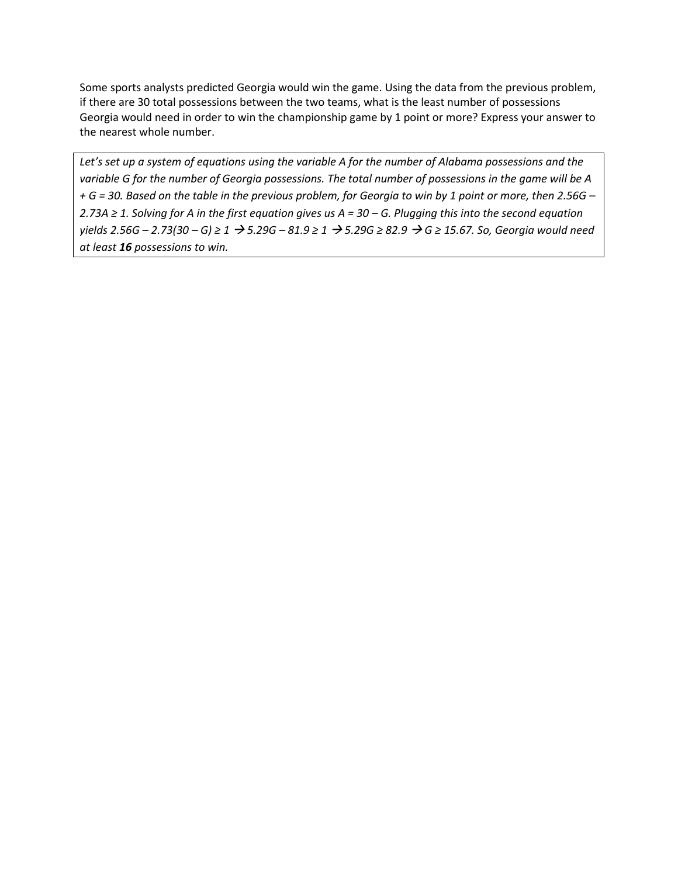Some sports analysts predicted Georgia would win the game. Using the data from the previous problem, if there are 30 total possessions between the two teams, what is the least number of possessions Georgia would need in order to win the championship game by 1 point or more? Express your answer to the nearest whole number.

*Let's set up a system of equations using the variable $A$ for the number of Alabama possessions and the variable $G$ for the number of Georgia possessions. The total number of possessions in the game will be $A + G = 30$. Based on the table in the previous problem, for Georgia to win by 1 point or more, then $2.56G - 2.73A \geq 1$. Solving for $A$ in the first equation gives us $A = 30 - G$. Plugging this into the second equation yields $2.56G - 2.73(30 - G) \geq 1 \rightarrow 5.29G - 81.9 \geq 1 \rightarrow 5.29G \geq 82.9 \rightarrow G \geq 15.67$. So, Georgia would need at least* ***16*** *possessions to win.*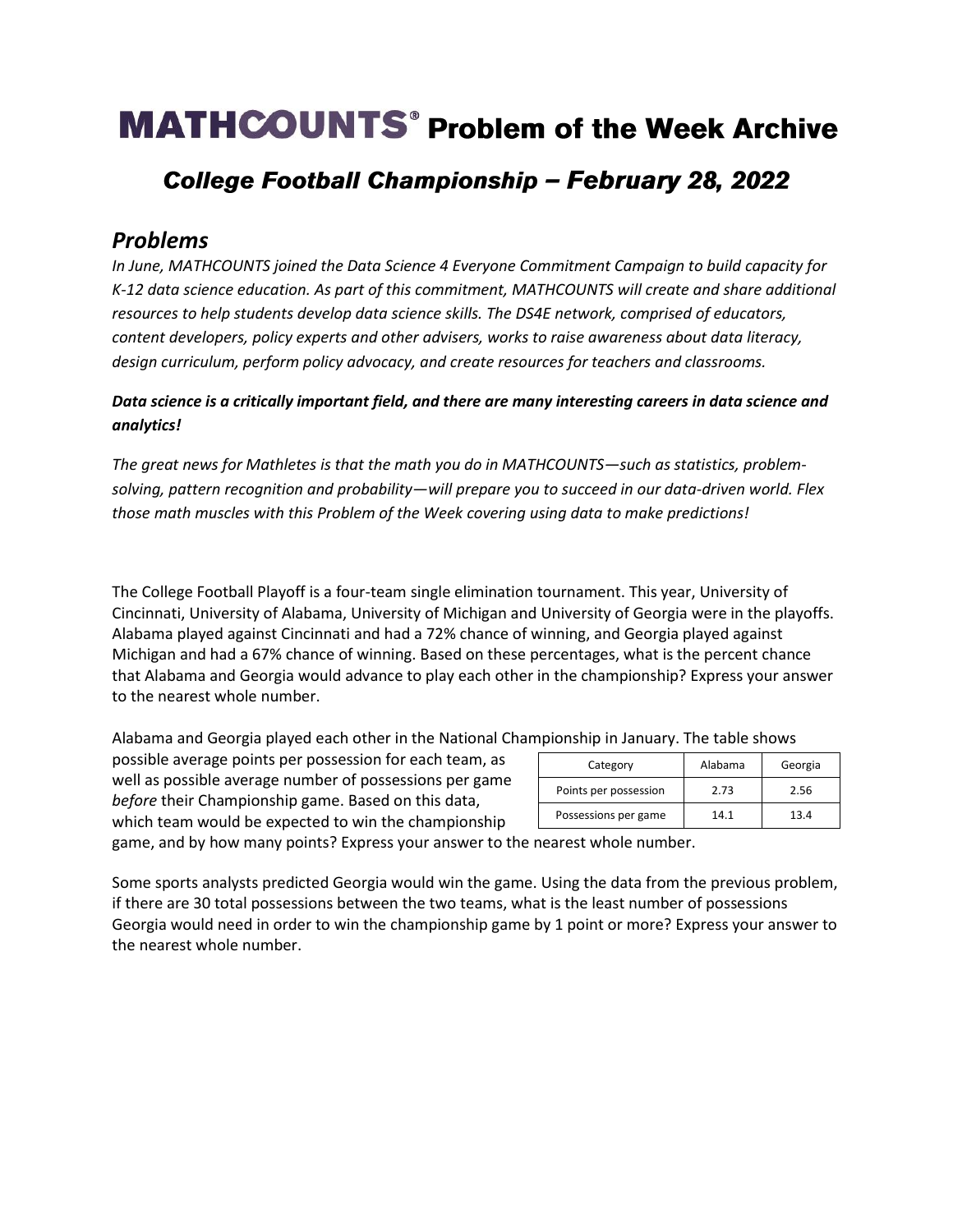# MATHCOUNTS® Problem of the Week Archive

## *College Football Championship – February 28, 2022*

## *Problems*

*In June, MATHCOUNTS joined the Data Science 4 Everyone Commitment Campaign to build capacity for K-12 data science education. As part of this commitment, MATHCOUNTS will create and share additional resources to help students develop data science skills. The DS4E network, comprised of educators, content developers, policy experts and other advisers, works to raise awareness about data literacy, design curriculum, perform policy advocacy, and create resources for teachers and classrooms.*

***Data science is a critically important field, and there are many interesting careers in data science and analytics!***

*The great news for Mathletes is that the math you do in MATHCOUNTS—such as statistics, problem-solving, pattern recognition and probability—will prepare you to succeed in our data-driven world. Flex those math muscles with this Problem of the Week covering using data to make predictions!*

The College Football Playoff is a four-team single elimination tournament. This year, University of Cincinnati, University of Alabama, University of Michigan and University of Georgia were in the playoffs. Alabama played against Cincinnati and had a 72% chance of winning, and Georgia played against Michigan and had a 67% chance of winning. Based on these percentages, what is the percent chance that Alabama and Georgia would advance to play each other in the championship? Express your answer to the nearest whole number.

Alabama and Georgia played each other in the National Championship in January. The table shows possible average points per possession for each team, as well as possible average number of possessions per game *before* their Championship game. Based on this data, which team would be expected to win the championship game, and by how many points? Express your answer to the nearest whole number.

| Category | Alabama | Georgia |
|---|---|---|
| Points per possession | 2.73 | 2.56 |
| Possessions per game | 14.1 | 13.4 |

Some sports analysts predicted Georgia would win the game. Using the data from the previous problem, if there are 30 total possessions between the two teams, what is the least number of possessions Georgia would need in order to win the championship game by 1 point or more? Express your answer to the nearest whole number.